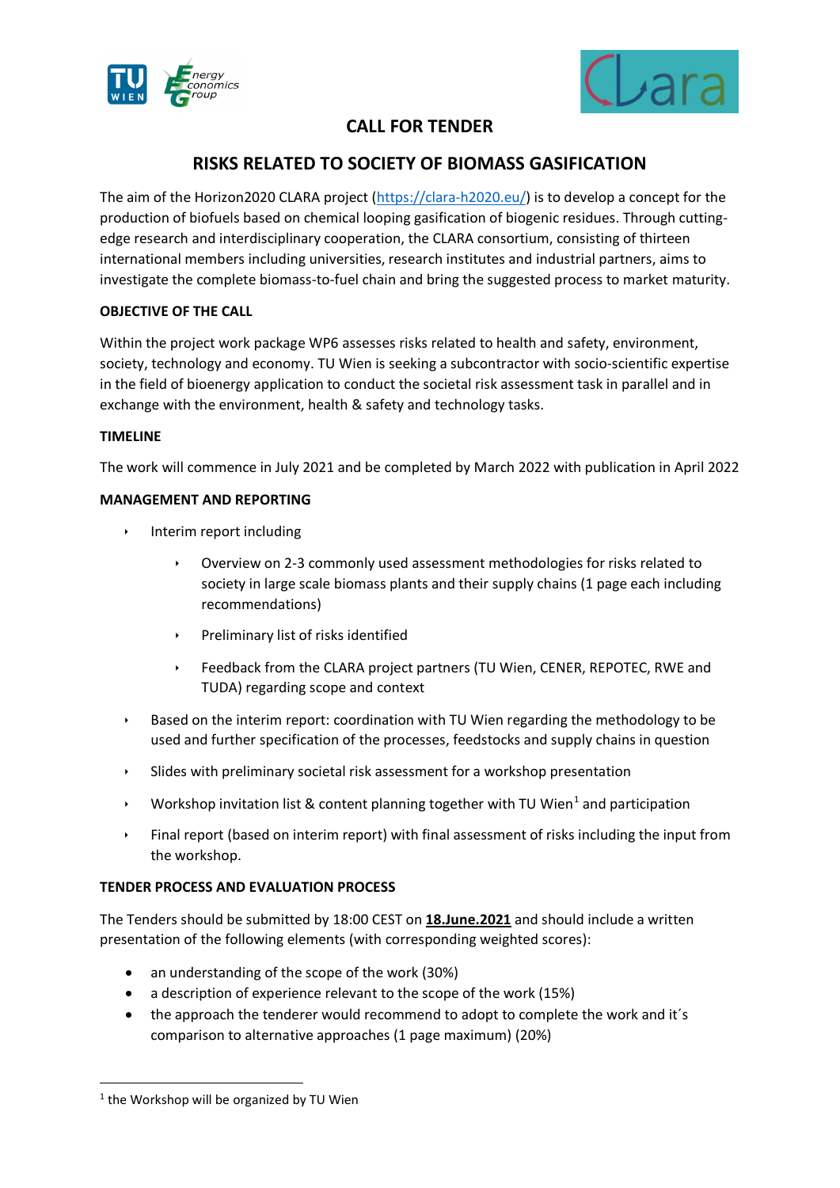# CALL FOR TENDER

## RISKS RELATED TO SOCIETY OF BIOMASS GASIFICATION

The aim of the Horizon2020 CLARA project (https://clara-h2020.eu/) is to develop a concept for the production of biofuels based on chemical looping gasification of biogenic residues. Through cutting-edge research and interdisciplinary cooperation, the CLARA consortium, consisting of thirteen international members including universities, research institutes and industrial partners, aims to investigate the complete biomass-to-fuel chain and bring the suggested process to market maturity.

**OBJECTIVE OF THE CALL**

Within the project work package WP6 assesses risks related to health and safety, environment, society, technology and economy. TU Wien is seeking a subcontractor with socio-scientific expertise in the field of bioenergy application to conduct the societal risk assessment task in parallel and in exchange with the environment, health & safety and technology tasks.

**TIMELINE**

The work will commence in July 2021 and be completed by March 2022 with publication in April 2022

**MANAGEMENT AND REPORTING**

- Interim report including
  - Overview on 2-3 commonly used assessment methodologies for risks related to society in large scale biomass plants and their supply chains (1 page each including recommendations)
  - Preliminary list of risks identified
  - Feedback from the CLARA project partners (TU Wien, CENER, REPOTEC, RWE and TUDA) regarding scope and context
- Based on the interim report: coordination with TU Wien regarding the methodology to be used and further specification of the processes, feedstocks and supply chains in question
- Slides with preliminary societal risk assessment for a workshop presentation
- Workshop invitation list & content planning together with TU Wien[1] and participation
- Final report (based on interim report) with final assessment of risks including the input from the workshop.

**TENDER PROCESS AND EVALUATION PROCESS**

The Tenders should be submitted by 18:00 CEST on **18.June.2021** and should include a written presentation of the following elements (with corresponding weighted scores):

- an understanding of the scope of the work (30%)
- a description of experience relevant to the scope of the work (15%)
- the approach the tenderer would recommend to adopt to complete the work and it´s comparison to alternative approaches (1 page maximum) (20%)

[1] the Workshop will be organized by TU Wien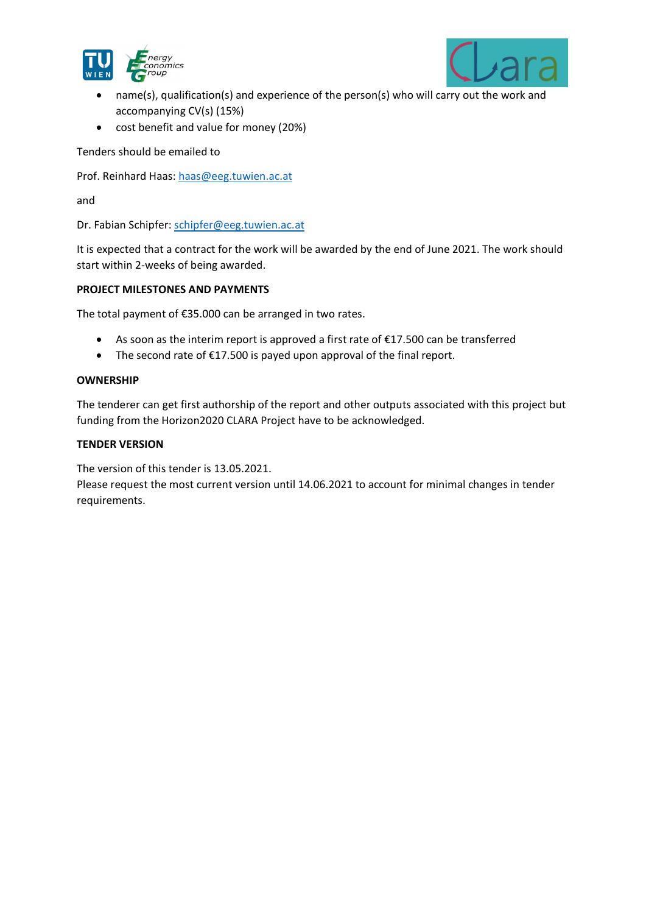- name(s), qualification(s) and experience of the person(s) who will carry out the work and accompanying CV(s) (15%)
- cost benefit and value for money (20%)

Tenders should be emailed to

Prof. Reinhard Haas: haas@eeg.tuwien.ac.at

and

Dr. Fabian Schipfer: schipfer@eeg.tuwien.ac.at

It is expected that a contract for the work will be awarded by the end of June 2021. The work should start within 2-weeks of being awarded.

**PROJECT MILESTONES AND PAYMENTS**

The total payment of €35.000 can be arranged in two rates.

- As soon as the interim report is approved a first rate of €17.500 can be transferred
- The second rate of €17.500 is payed upon approval of the final report.

**OWNERSHIP**

The tenderer can get first authorship of the report and other outputs associated with this project but funding from the Horizon2020 CLARA Project have to be acknowledged.

**TENDER VERSION**

The version of this tender is 13.05.2021.
Please request the most current version until 14.06.2021 to account for minimal changes in tender requirements.